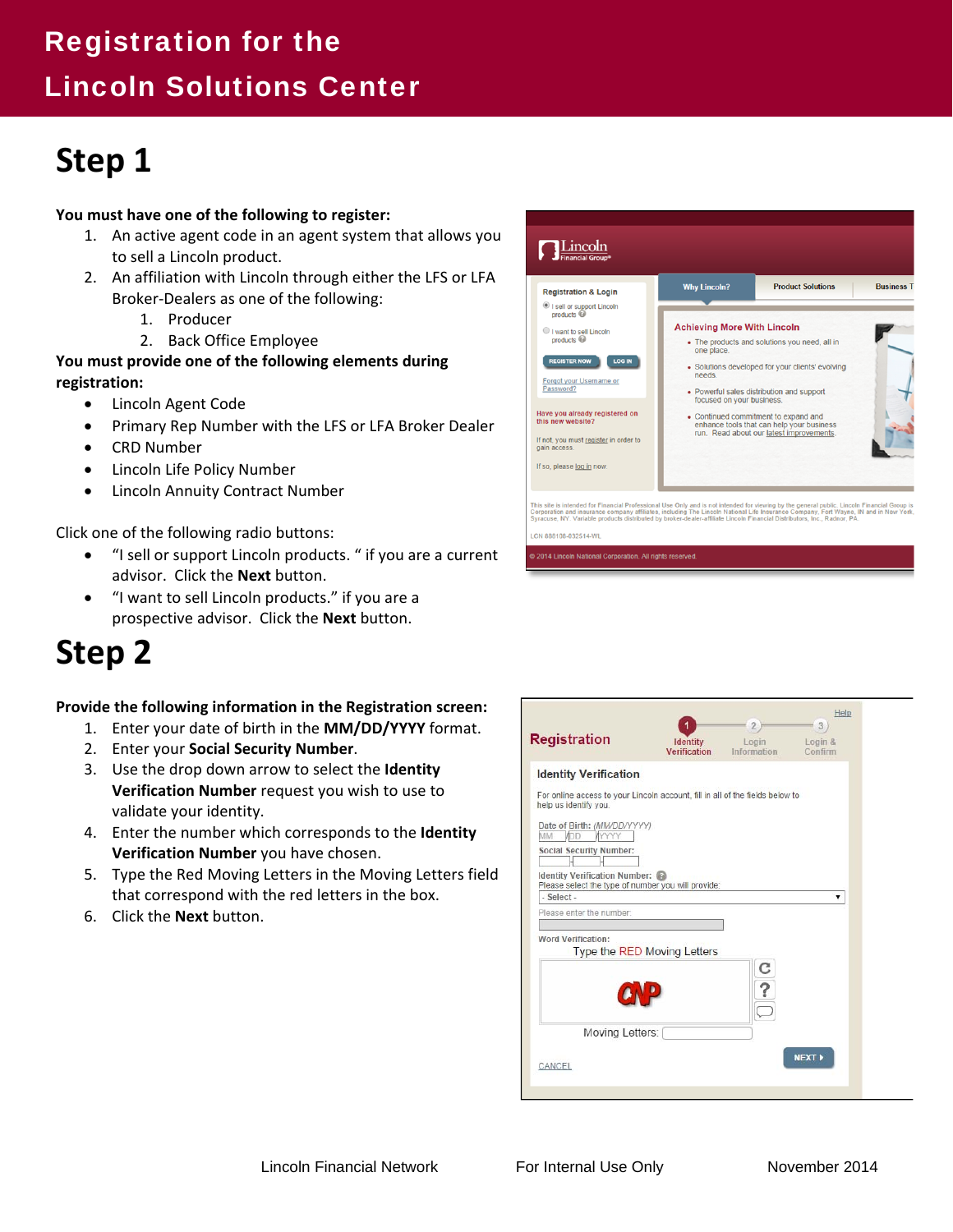# Registration for the Lincoln Solutions Center

## Step 1

**You must have one of the following to register:**

1. An active agent code in an agent system that allows you to sell a Lincoln product.
2. An affiliation with Lincoln through either the LFS or LFA Broker-Dealers as one of the following:
   1. Producer
   2. Back Office Employee

**You must provide one of the following elements during registration:**

- Lincoln Agent Code
- Primary Rep Number with the LFS or LFA Broker Dealer
- CRD Number
- Lincoln Life Policy Number
- Lincoln Annuity Contract Number

Click one of the following radio buttons:

- "I sell or support Lincoln products. " if you are a current advisor. Click the **Next** button.
- "I want to sell Lincoln products." if you are a prospective advisor. Click the **Next** button.

## Step 2

**Provide the following information in the Registration screen:**

1. Enter your date of birth in the **MM/DD/YYYY** format.
2. Enter your **Social Security Number**.
3. Use the drop down arrow to select the **Identity Verification Number** request you wish to use to validate your identity.
4. Enter the number which corresponds to the **Identity Verification Number** you have chosen.
5. Type the Red Moving Letters in the Moving Letters field that correspond with the red letters in the box.
6. Click the **Next** button.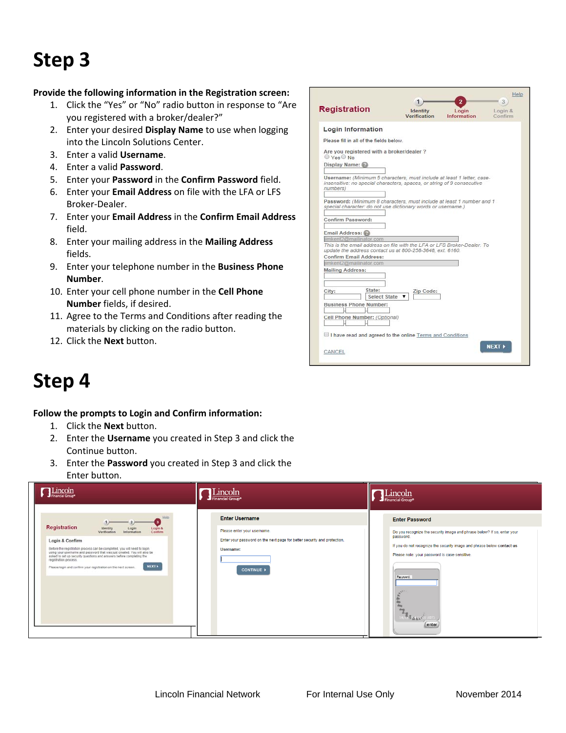# Step 3

**Provide the following information in the Registration screen:**

1. Click the "Yes" or "No" radio button in response to "Are you registered with a broker/dealer?"
2. Enter your desired **Display Name** to use when logging into the Lincoln Solutions Center.
3. Enter a valid **Username**.
4. Enter a valid **Password**.
5. Enter your **Password** in the **Confirm Password** field.
6. Enter your **Email Address** on file with the LFA or LFS Broker-Dealer.
7. Enter your **Email Address** in the **Confirm Email Address** field.
8. Enter your mailing address in the **Mailing Address** fields.
9. Enter your telephone number in the **Business Phone Number**.
10. Enter your cell phone number in the **Cell Phone Number** fields, if desired.
11. Agree to the Terms and Conditions after reading the materials by clicking on the radio button.
12. Click the **Next** button.

# Step 4

**Follow the prompts to Login and Confirm information:**

1. Click the **Next** button.
2. Enter the **Username** you created in Step 3 and click the Continue button.
3. Enter the **Password** you created in Step 3 and click the Enter button.